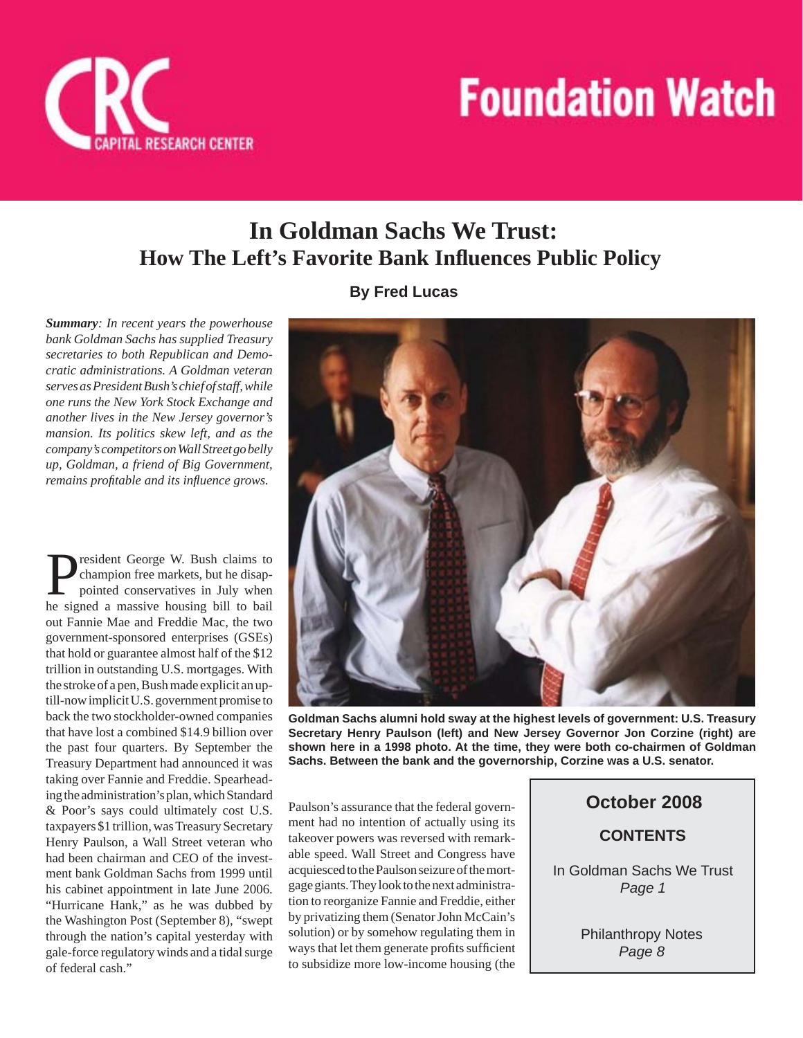# Foundation Watch

CRC CAPITAL RESEARCH CENTER

# In Goldman Sachs We Trust: How The Left's Favorite Bank Influences Public Policy

**By Fred Lucas**

***Summary**: In recent years the powerhouse bank Goldman Sachs has supplied Treasury secretaries to both Republican and Democratic administrations. A Goldman veteran serves as President Bush's chief of staff, while one runs the New York Stock Exchange and another lives in the New Jersey governor's mansion. Its politics skew left, and as the company's competitors on Wall Street go belly up, Goldman, a friend of Big Government, remains profitable and its influence grows.*

President George W. Bush claims to champion free markets, but he disappointed conservatives in July when he signed a massive housing bill to bail out Fannie Mae and Freddie Mac, the two government-sponsored enterprises (GSEs) that hold or guarantee almost half of the $12 trillion in outstanding U.S. mortgages. With the stroke of a pen, Bush made explicit an up-till-now implicit U.S. government promise to back the two stockholder-owned companies that have lost a combined $14.9 billion over the past four quarters. By September the Treasury Department had announced it was taking over Fannie and Freddie. Spearheading the administration's plan, which Standard & Poor's says could ultimately cost U.S. taxpayers $1 trillion, was Treasury Secretary Henry Paulson, a Wall Street veteran who had been chairman and CEO of the investment bank Goldman Sachs from 1999 until his cabinet appointment in late June 2006. "Hurricane Hank," as he was dubbed by the Washington Post (September 8), "swept through the nation's capital yesterday with gale-force regulatory winds and a tidal surge of federal cash."

**Goldman Sachs alumni hold sway at the highest levels of government: U.S. Treasury Secretary Henry Paulson (left) and New Jersey Governor Jon Corzine (right) are shown here in a 1998 photo. At the time, they were both co-chairmen of Goldman Sachs. Between the bank and the governorship, Corzine was a U.S. senator.**

Paulson's assurance that the federal government had no intention of actually using its takeover powers was reversed with remarkable speed. Wall Street and Congress have acquiesced to the Paulson seizure of the mortgage giants. They look to the next administration to reorganize Fannie and Freddie, either by privatizing them (Senator John McCain's solution) or by somehow regulating them in ways that let them generate profits sufficient to subsidize more low-income housing (the

**October 2008**

**CONTENTS**

In Goldman Sachs We Trust
*Page 1*

Philanthropy Notes
*Page 8*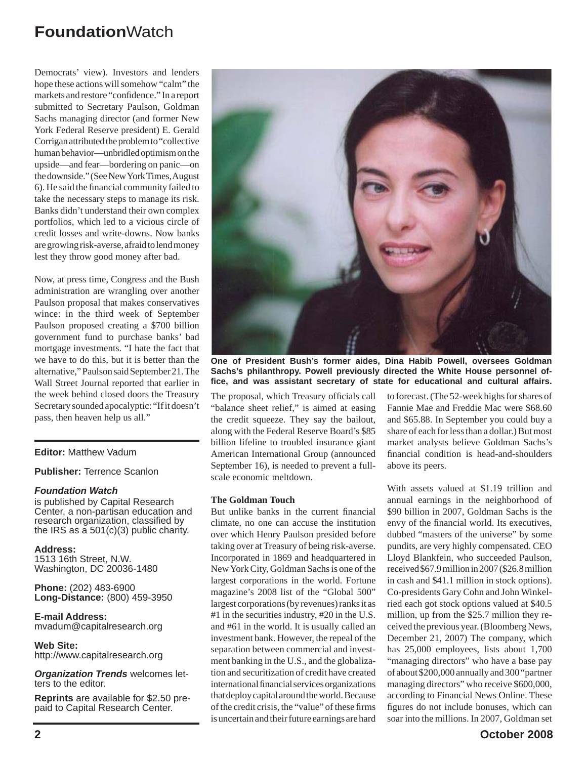Democrats' view). Investors and lenders hope these actions will somehow "calm" the markets and restore "confidence." In a report submitted to Secretary Paulson, Goldman Sachs managing director (and former New York Federal Reserve president) E. Gerald Corrigan attributed the problem to "collective human behavior—unbridled optimism on the upside—and fear—bordering on panic—on the downside." (See New York Times, August 6). He said the financial community failed to take the necessary steps to manage its risk. Banks didn't understand their own complex portfolios, which led to a vicious circle of credit losses and write-downs. Now banks are growing risk-averse, afraid to lend money lest they throw good money after bad.

Now, at press time, Congress and the Bush administration are wrangling over another Paulson proposal that makes conservatives wince: in the third week of September Paulson proposed creating a $700 billion government fund to purchase banks' bad mortgage investments. "I hate the fact that we have to do this, but it is better than the alternative," Paulson said September 21. The Wall Street Journal reported that earlier in the week behind closed doors the Treasury Secretary sounded apocalyptic: "If it doesn't pass, then heaven help us all."

**Editor:** Matthew Vadum

**Publisher:** Terrence Scanlon

***Foundation Watch*** is published by Capital Research Center, a non-partisan education and research organization, classified by the IRS as a 501(c)(3) public charity.

**Address:**
1513 16th Street, N.W.
Washington, DC 20036-1480

**Phone:** (202) 483-6900
**Long-Distance:** (800) 459-3950

**E-mail Address:**
mvadum@capitalresearch.org

**Web Site:**
http://www.capitalresearch.org

***Organization Trends*** welcomes letters to the editor.

**Reprints** are available for $2.50 prepaid to Capital Research Center.

**One of President Bush's former aides, Dina Habib Powell, oversees Goldman Sachs's philanthropy. Powell previously directed the White House personnel office, and was assistant secretary of state for educational and cultural affairs.**

The proposal, which Treasury officials call "balance sheet relief," is aimed at easing the credit squeeze. They say the bailout, along with the Federal Reserve Board's $85 billion lifeline to troubled insurance giant American International Group (announced September 16), is needed to prevent a full-scale economic meltdown.

### The Goldman Touch

But unlike banks in the current financial climate, no one can accuse the institution over which Henry Paulson presided before taking over at Treasury of being risk-averse. Incorporated in 1869 and headquartered in New York City, Goldman Sachs is one of the largest corporations in the world. Fortune magazine's 2008 list of the "Global 500" largest corporations (by revenues) ranks it as #1 in the securities industry, #20 in the U.S. and #61 in the world. It is usually called an investment bank. However, the repeal of the separation between commercial and investment banking in the U.S., and the globalization and securitization of credit have created international financial services organizations that deploy capital around the world. Because of the credit crisis, the "value" of these firms is uncertain and their future earnings are hard to forecast. (The 52-week highs for shares of Fannie Mae and Freddie Mac were $68.60 and $65.88. In September you could buy a share of each for less than a dollar.) But most market analysts believe Goldman Sachs's financial condition is head-and-shoulders above its peers.

With assets valued at $1.19 trillion and annual earnings in the neighborhood of $90 billion in 2007, Goldman Sachs is the envy of the financial world. Its executives, dubbed "masters of the universe" by some pundits, are very highly compensated. CEO Lloyd Blankfein, who succeeded Paulson, received $67.9 million in 2007 ($26.8 million in cash and $41.1 million in stock options). Co-presidents Gary Cohn and John Winkelried each got stock options valued at $40.5 million, up from the $25.7 million they received the previous year. (Bloomberg News, December 21, 2007) The company, which has 25,000 employees, lists about 1,700 "managing directors" who have a base pay of about $200,000 annually and 300 "partner managing directors" who receive $600,000, according to Financial News Online. These figures do not include bonuses, which can soar into the millions. In 2007, Goldman set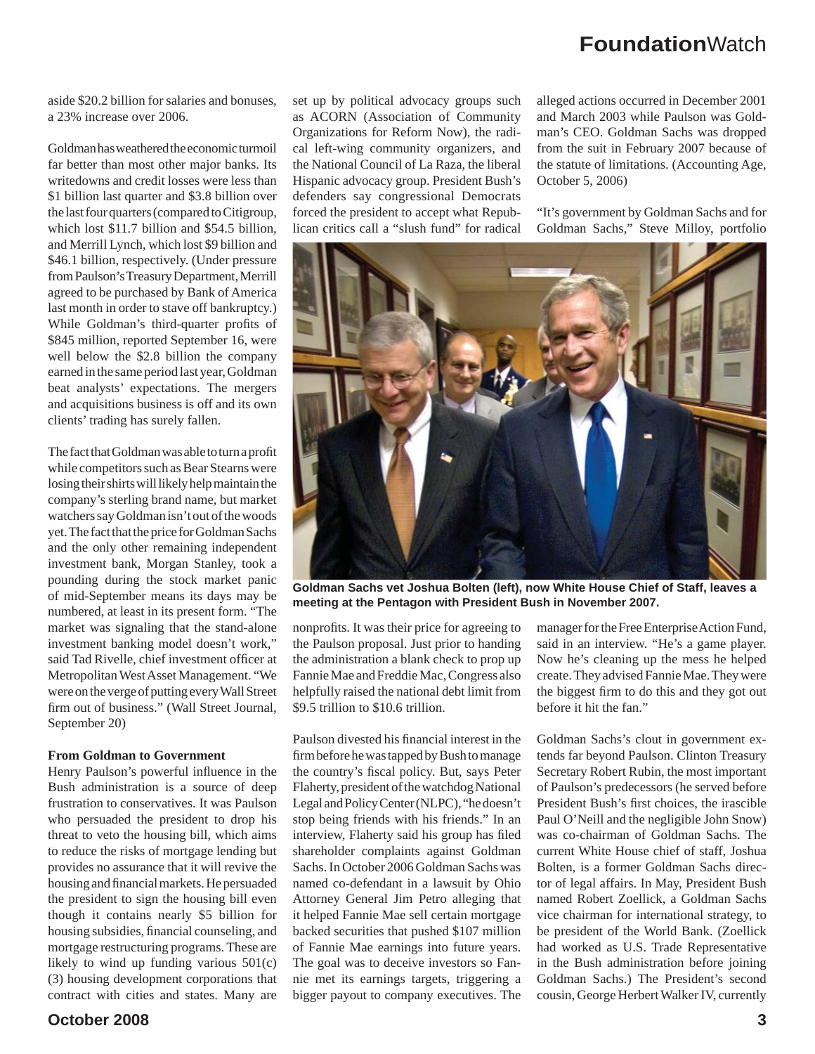aside $20.2 billion for salaries and bonuses, a 23% increase over 2006.

Goldman has weathered the economic turmoil far better than most other major banks. Its writedowns and credit losses were less than $1 billion last quarter and $3.8 billion over the last four quarters (compared to Citigroup, which lost $11.7 billion and $54.5 billion, and Merrill Lynch, which lost $9 billion and $46.1 billion, respectively. (Under pressure from Paulson's Treasury Department, Merrill agreed to be purchased by Bank of America last month in order to stave off bankruptcy.) While Goldman's third-quarter profits of $845 million, reported September 16, were well below the $2.8 billion the company earned in the same period last year, Goldman beat analysts' expectations. The mergers and acquisitions business is off and its own clients' trading has surely fallen.

The fact that Goldman was able to turn a profit while competitors such as Bear Stearns were losing their shirts will likely help maintain the company's sterling brand name, but market watchers say Goldman isn't out of the woods yet. The fact that the price for Goldman Sachs and the only other remaining independent investment bank, Morgan Stanley, took a pounding during the stock market panic of mid-September means its days may be numbered, at least in its present form. "The market was signaling that the stand-alone investment banking model doesn't work," said Tad Rivelle, chief investment officer at Metropolitan West Asset Management. "We were on the verge of putting every Wall Street firm out of business." (Wall Street Journal, September 20)

**From Goldman to Government**

Henry Paulson's powerful influence in the Bush administration is a source of deep frustration to conservatives. It was Paulson who persuaded the president to drop his threat to veto the housing bill, which aims to reduce the risks of mortgage lending but provides no assurance that it will revive the housing and financial markets. He persuaded the president to sign the housing bill even though it contains nearly $5 billion for housing subsidies, financial counseling, and mortgage restructuring programs. These are likely to wind up funding various 501(c)(3) housing development corporations that contract with cities and states. Many are set up by political advocacy groups such as ACORN (Association of Community Organizations for Reform Now), the radical left-wing community organizers, and the National Council of La Raza, the liberal Hispanic advocacy group. President Bush's defenders say congressional Democrats forced the president to accept what Republican critics call a "slush fund" for radical nonprofits. It was their price for agreeing to the Paulson proposal. Just prior to handing the administration a blank check to prop up Fannie Mae and Freddie Mac, Congress also helpfully raised the national debt limit from $9.5 trillion to $10.6 trillion.

Goldman Sachs vet Joshua Bolten (left), now White House Chief of Staff, leaves a meeting at the Pentagon with President Bush in November 2007.

Paulson divested his financial interest in the firm before he was tapped by Bush to manage the country's fiscal policy. But, says Peter Flaherty, president of the watchdog National Legal and Policy Center (NLPC), "he doesn't stop being friends with his friends." In an interview, Flaherty said his group has filed shareholder complaints against Goldman Sachs. In October 2006 Goldman Sachs was named co-defendant in a lawsuit by Ohio Attorney General Jim Petro alleging that it helped Fannie Mae sell certain mortgage backed securities that pushed $107 million of Fannie Mae earnings into future years. The goal was to deceive investors so Fannie met its earnings targets, triggering a bigger payout to company executives. The alleged actions occurred in December 2001 and March 2003 while Paulson was Goldman's CEO. Goldman Sachs was dropped from the suit in February 2007 because of the statute of limitations. (Accounting Age, October 5, 2006)

"It's government by Goldman Sachs and for Goldman Sachs," Steve Milloy, portfolio manager for the Free Enterprise Action Fund, said in an interview. "He's a game player. Now he's cleaning up the mess he helped create. They advised Fannie Mae. They were the biggest firm to do this and they got out before it hit the fan."

Goldman Sachs's clout in government extends far beyond Paulson. Clinton Treasury Secretary Robert Rubin, the most important of Paulson's predecessors (he served before President Bush's first choices, the irascible Paul O'Neill and the negligible John Snow) was co-chairman of Goldman Sachs. The current White House chief of staff, Joshua Bolten, is a former Goldman Sachs director of legal affairs. In May, President Bush named Robert Zoellick, a Goldman Sachs vice chairman for international strategy, to be president of the World Bank. (Zoellick had worked as U.S. Trade Representative in the Bush administration before joining Goldman Sachs.) The President's second cousin, George Herbert Walker IV, currently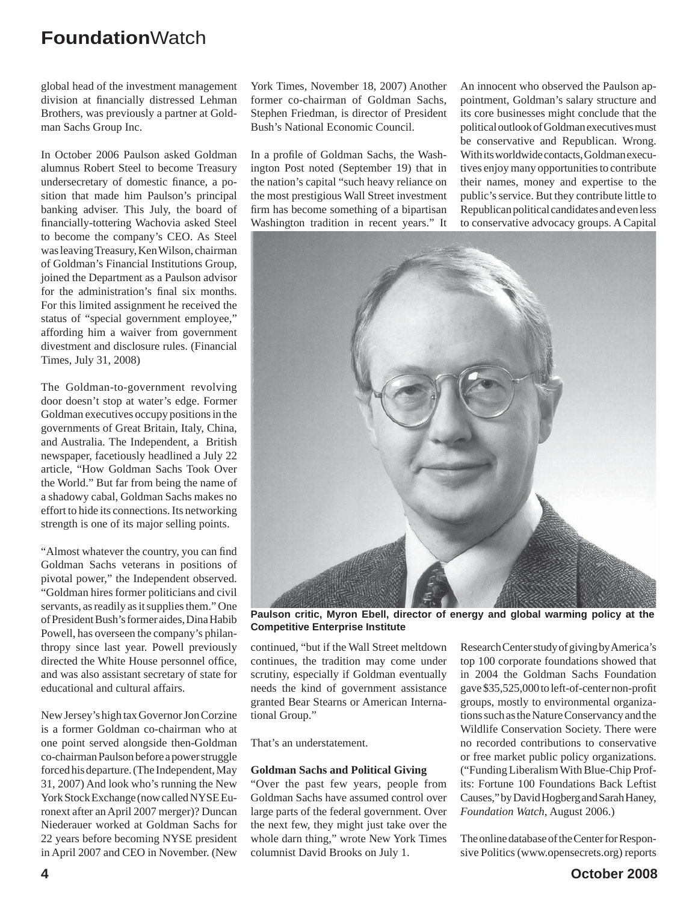global head of the investment management division at financially distressed Lehman Brothers, was previously a partner at Goldman Sachs Group Inc.

In October 2006 Paulson asked Goldman alumnus Robert Steel to become Treasury undersecretary of domestic finance, a position that made him Paulson's principal banking adviser. This July, the board of financially-tottering Wachovia asked Steel to become the company's CEO. As Steel was leaving Treasury, Ken Wilson, chairman of Goldman's Financial Institutions Group, joined the Department as a Paulson advisor for the administration's final six months. For this limited assignment he received the status of "special government employee," affording him a waiver from government divestment and disclosure rules. (Financial Times, July 31, 2008)

The Goldman-to-government revolving door doesn't stop at water's edge. Former Goldman executives occupy positions in the governments of Great Britain, Italy, China, and Australia. The Independent, a British newspaper, facetiously headlined a July 22 article, "How Goldman Sachs Took Over the World." But far from being the name of a shadowy cabal, Goldman Sachs makes no effort to hide its connections. Its networking strength is one of its major selling points.

"Almost whatever the country, you can find Goldman Sachs veterans in positions of pivotal power," the Independent observed. "Goldman hires former politicians and civil servants, as readily as it supplies them." One of President Bush's former aides, Dina Habib Powell, has overseen the company's philanthropy since last year. Powell previously directed the White House personnel office, and was also assistant secretary of state for educational and cultural affairs.

New Jersey's high tax Governor Jon Corzine is a former Goldman co-chairman who at one point served alongside then-Goldman co-chairman Paulson before a power struggle forced his departure. (The Independent, May 31, 2007) And look who's running the New York Stock Exchange (now called NYSE Euronext after an April 2007 merger)? Duncan Niederauer worked at Goldman Sachs for 22 years before becoming NYSE president in April 2007 and CEO in November. (New York Times, November 18, 2007) Another former co-chairman of Goldman Sachs, Stephen Friedman, is director of President Bush's National Economic Council.

In a profile of Goldman Sachs, the Washington Post noted (September 19) that in the nation's capital "such heavy reliance on the most prestigious Wall Street investment firm has become something of a bipartisan Washington tradition in recent years." It continued, "but if the Wall Street meltdown continues, the tradition may come under scrutiny, especially if Goldman eventually needs the kind of government assistance granted Bear Stearns or American International Group."

That's an understatement.

**Goldman Sachs and Political Giving**

"Over the past few years, people from Goldman Sachs have assumed control over large parts of the federal government. Over the next few, they might just take over the whole darn thing," wrote New York Times columnist David Brooks on July 1.

An innocent who observed the Paulson appointment, Goldman's salary structure and its core businesses might conclude that the political outlook of Goldman executives must be conservative and Republican. Wrong. With its worldwide contacts, Goldman executives enjoy many opportunities to contribute their names, money and expertise to the public's service. But they contribute little to Republican political candidates and even less to conservative advocacy groups. A Capital Research Center study of giving by America's top 100 corporate foundations showed that in 2004 the Goldman Sachs Foundation gave $35,525,000 to left-of-center non-profit groups, mostly to environmental organizations such as the Nature Conservancy and the Wildlife Conservation Society. There were no recorded contributions to conservative or free market public policy organizations. ("Funding Liberalism With Blue-Chip Profits: Fortune 100 Foundations Back Leftist Causes," by David Hogberg and Sarah Haney, *Foundation Watch*, August 2006.)

**Paulson critic, Myron Ebell, director of energy and global warming policy at the Competitive Enterprise Institute**

The online database of the Center for Responsive Politics (www.opensecrets.org) reports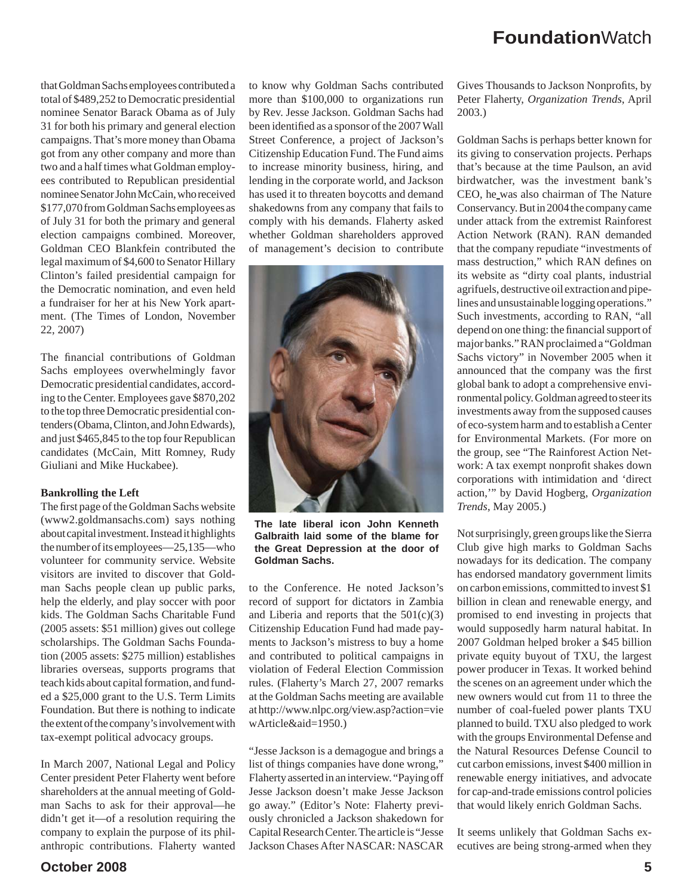that Goldman Sachs employees contributed a total of $489,252 to Democratic presidential nominee Senator Barack Obama as of July 31 for both his primary and general election campaigns. That's more money than Obama got from any other company and more than two and a half times what Goldman employees contributed to Republican presidential nominee Senator John McCain, who received $177,070 from Goldman Sachs employees as of July 31 for both the primary and general election campaigns combined. Moreover, Goldman CEO Blankfein contributed the legal maximum of $4,600 to Senator Hillary Clinton's failed presidential campaign for the Democratic nomination, and even held a fundraiser for her at his New York apartment. (The Times of London, November 22, 2007)

The financial contributions of Goldman Sachs employees overwhelmingly favor Democratic presidential candidates, according to the Center. Employees gave $870,202 to the top three Democratic presidential contenders (Obama, Clinton, and John Edwards), and just $465,845 to the top four Republican candidates (McCain, Mitt Romney, Rudy Giuliani and Mike Huckabee).

**Bankrolling the Left**

The first page of the Goldman Sachs website (www2.goldmansachs.com) says nothing about capital investment. Instead it highlights the number of its employees—25,135—who volunteer for community service. Website visitors are invited to discover that Goldman Sachs people clean up public parks, help the elderly, and play soccer with poor kids. The Goldman Sachs Charitable Fund (2005 assets: $51 million) gives out college scholarships. The Goldman Sachs Foundation (2005 assets: $275 million) establishes libraries overseas, supports programs that teach kids about capital formation, and funded a $25,000 grant to the U.S. Term Limits Foundation. But there is nothing to indicate the extent of the company's involvement with tax-exempt political advocacy groups.

In March 2007, National Legal and Policy Center president Peter Flaherty went before shareholders at the annual meeting of Goldman Sachs to ask for their approval—he didn't get it—of a resolution requiring the company to explain the purpose of its philanthropic contributions. Flaherty wanted to know why Goldman Sachs contributed more than $100,000 to organizations run by Rev. Jesse Jackson. Goldman Sachs had been identified as a sponsor of the 2007 Wall Street Conference, a project of Jackson's Citizenship Education Fund. The Fund aims to increase minority business, hiring, and lending in the corporate world, and Jackson has used it to threaten boycotts and demand shakedowns from any company that fails to comply with his demands. Flaherty asked whether Goldman shareholders approved of management's decision to contribute

**The late liberal icon John Kenneth Galbraith laid some of the blame for the Great Depression at the door of Goldman Sachs.**

to the Conference. He noted Jackson's record of support for dictators in Zambia and Liberia and reports that the 501(c)(3) Citizenship Education Fund had made payments to Jackson's mistress to buy a home and contributed to political campaigns in violation of Federal Election Commission rules. (Flaherty's March 27, 2007 remarks at the Goldman Sachs meeting are available at http://www.nlpc.org/view.asp?action=viewArticle&aid=1950.)

"Jesse Jackson is a demagogue and brings a list of things companies have done wrong," Flaherty asserted in an interview. "Paying off Jesse Jackson doesn't make Jesse Jackson go away." (Editor's Note: Flaherty previously chronicled a Jackson shakedown for Capital Research Center. The article is "Jesse Jackson Chases After NASCAR: NASCAR Gives Thousands to Jackson Nonprofits, by Peter Flaherty, *Organization Trends*, April 2003.)

Goldman Sachs is perhaps better known for its giving to conservation projects. Perhaps that's because at the time Paulson, an avid birdwatcher, was the investment bank's CEO, he was also chairman of The Nature Conservancy. But in 2004 the company came under attack from the extremist Rainforest Action Network (RAN). RAN demanded that the company repudiate "investments of mass destruction," which RAN defines on its website as "dirty coal plants, industrial agrifuels, destructive oil extraction and pipelines and unsustainable logging operations." Such investments, according to RAN, "all depend on one thing: the financial support of major banks." RAN proclaimed a "Goldman Sachs victory" in November 2005 when it announced that the company was the first global bank to adopt a comprehensive environmental policy. Goldman agreed to steer its investments away from the supposed causes of eco-system harm and to establish a Center for Environmental Markets. (For more on the group, see "The Rainforest Action Network: A tax exempt nonprofit shakes down corporations with intimidation and 'direct action,'" by David Hogberg, *Organization Trends*, May 2005.)

Not surprisingly, green groups like the Sierra Club give high marks to Goldman Sachs nowadays for its dedication. The company has endorsed mandatory government limits on carbon emissions, committed to invest $1 billion in clean and renewable energy, and promised to end investing in projects that would supposedly harm natural habitat. In 2007 Goldman helped broker a $45 billion private equity buyout of TXU, the largest power producer in Texas. It worked behind the scenes on an agreement under which the new owners would cut from 11 to three the number of coal-fueled power plants TXU planned to build. TXU also pledged to work with the groups Environmental Defense and the Natural Resources Defense Council to cut carbon emissions, invest $400 million in renewable energy initiatives, and advocate for cap-and-trade emissions control policies that would likely enrich Goldman Sachs.

It seems unlikely that Goldman Sachs executives are being strong-armed when they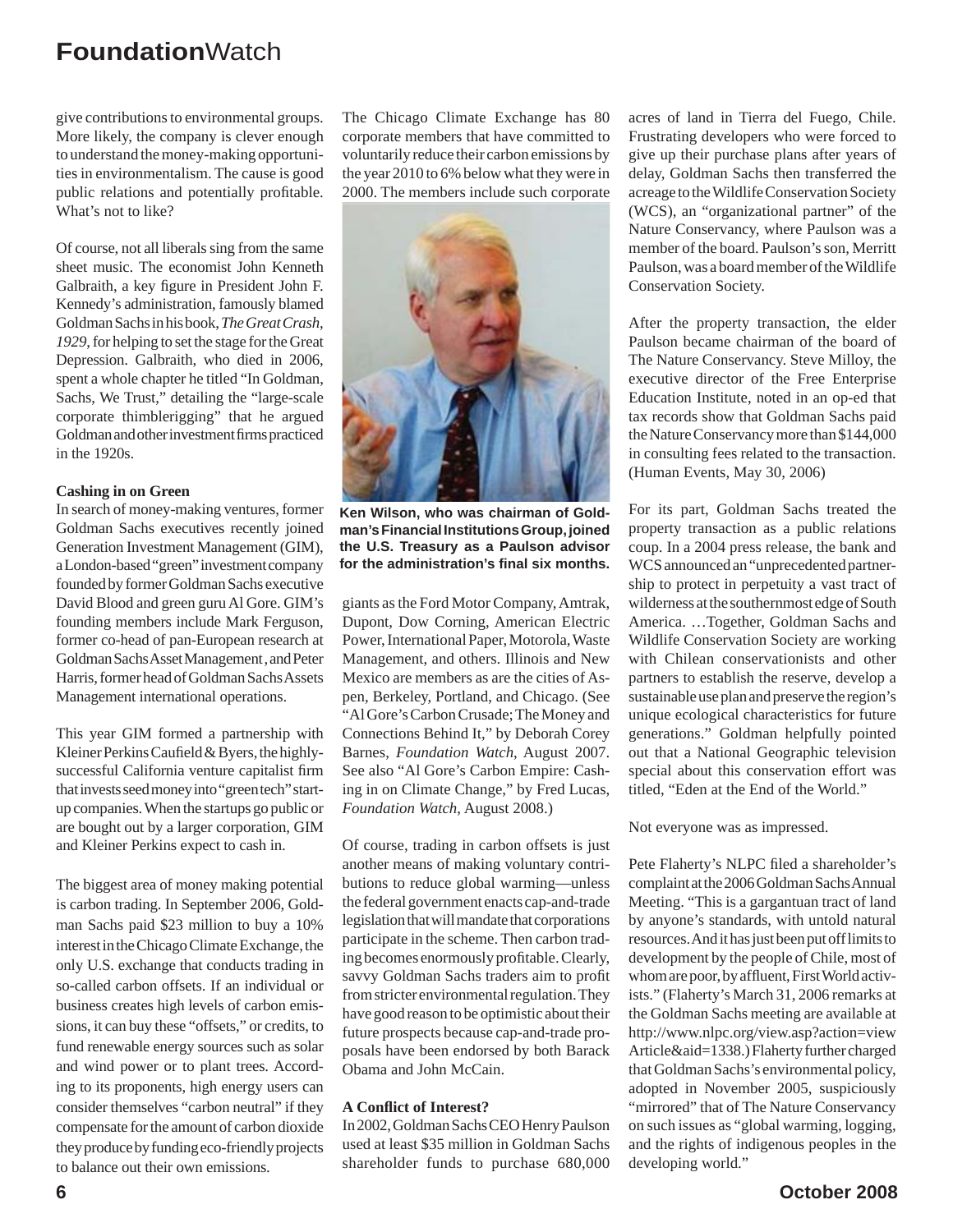give contributions to environmental groups. More likely, the company is clever enough to understand the money-making opportunities in environmentalism. The cause is good public relations and potentially profitable. What's not to like?

Of course, not all liberals sing from the same sheet music. The economist John Kenneth Galbraith, a key figure in President John F. Kennedy's administration, famously blamed Goldman Sachs in his book, *The Great Crash, 1929*, for helping to set the stage for the Great Depression. Galbraith, who died in 2006, spent a whole chapter he titled "In Goldman, Sachs, We Trust," detailing the "large-scale corporate thimblerigging" that he argued Goldman and other investment firms practiced in the 1920s.

**Cashing in on Green**

In search of money-making ventures, former Goldman Sachs executives recently joined Generation Investment Management (GIM), a London-based "green" investment company founded by former Goldman Sachs executive David Blood and green guru Al Gore. GIM's founding members include Mark Ferguson, former co-head of pan-European research at Goldman Sachs Asset Management , and Peter Harris, former head of Goldman Sachs Assets Management international operations.

This year GIM formed a partnership with Kleiner Perkins Caufield & Byers, the highly-successful California venture capitalist firm that invests seed money into "green tech" start-up companies. When the startups go public or are bought out by a larger corporation, GIM and Kleiner Perkins expect to cash in.

The biggest area of money making potential is carbon trading. In September 2006, Goldman Sachs paid $23 million to buy a 10% interest in the Chicago Climate Exchange, the only U.S. exchange that conducts trading in so-called carbon offsets. If an individual or business creates high levels of carbon emissions, it can buy these "offsets," or credits, to fund renewable energy sources such as solar and wind power or to plant trees. According to its proponents, high energy users can consider themselves "carbon neutral" if they compensate for the amount of carbon dioxide they produce by funding eco-friendly projects to balance out their own emissions.

The Chicago Climate Exchange has 80 corporate members that have committed to voluntarily reduce their carbon emissions by the year 2010 to 6% below what they were in 2000. The members include such corporate giants as the Ford Motor Company, Amtrak, Dupont, Dow Corning, American Electric Power, International Paper, Motorola, Waste Management, and others. Illinois and New Mexico are members as are the cities of Aspen, Berkeley, Portland, and Chicago. (See "Al Gore's Carbon Crusade; The Money and Connections Behind It," by Deborah Corey Barnes, *Foundation Watch*, August 2007. See also "Al Gore's Carbon Empire: Cashing in on Climate Change," by Fred Lucas, *Foundation Watch*, August 2008.)

**Ken Wilson, who was chairman of Goldman's Financial Institutions Group, joined the U.S. Treasury as a Paulson advisor for the administration's final six months.**

Of course, trading in carbon offsets is just another means of making voluntary contributions to reduce global warming—unless the federal government enacts cap-and-trade legislation that will mandate that corporations participate in the scheme. Then carbon trading becomes enormously profitable. Clearly, savvy Goldman Sachs traders aim to profit from stricter environmental regulation. They have good reason to be optimistic about their future prospects because cap-and-trade proposals have been endorsed by both Barack Obama and John McCain.

**A Conflict of Interest?**

In 2002, Goldman Sachs CEO Henry Paulson used at least $35 million in Goldman Sachs shareholder funds to purchase 680,000 acres of land in Tierra del Fuego, Chile. Frustrating developers who were forced to give up their purchase plans after years of delay, Goldman Sachs then transferred the acreage to the Wildlife Conservation Society (WCS), an "organizational partner" of the Nature Conservancy, where Paulson was a member of the board. Paulson's son, Merritt Paulson, was a board member of the Wildlife Conservation Society.

After the property transaction, the elder Paulson became chairman of the board of The Nature Conservancy. Steve Milloy, the executive director of the Free Enterprise Education Institute, noted in an op-ed that tax records show that Goldman Sachs paid the Nature Conservancy more than $144,000 in consulting fees related to the transaction. (Human Events, May 30, 2006)

For its part, Goldman Sachs treated the property transaction as a public relations coup. In a 2004 press release, the bank and WCS announced an "unprecedented partnership to protect in perpetuity a vast tract of wilderness at the southernmost edge of South America. …Together, Goldman Sachs and Wildlife Conservation Society are working with Chilean conservationists and other partners to establish the reserve, develop a sustainable use plan and preserve the region's unique ecological characteristics for future generations." Goldman helpfully pointed out that a National Geographic television special about this conservation effort was titled, "Eden at the End of the World."

Not everyone was as impressed.

Pete Flaherty's NLPC filed a shareholder's complaint at the 2006 Goldman Sachs Annual Meeting. "This is a gargantuan tract of land by anyone's standards, with untold natural resources. And it has just been put off limits to development by the people of Chile, most of whom are poor, by affluent, First World activists." (Flaherty's March 31, 2006 remarks at the Goldman Sachs meeting are available at http://www.nlpc.org/view.asp?action=viewArticle&aid=1338.) Flaherty further charged that Goldman Sachs's environmental policy, adopted in November 2005, suspiciously "mirrored" that of The Nature Conservancy on such issues as "global warming, logging, and the rights of indigenous peoples in the developing world."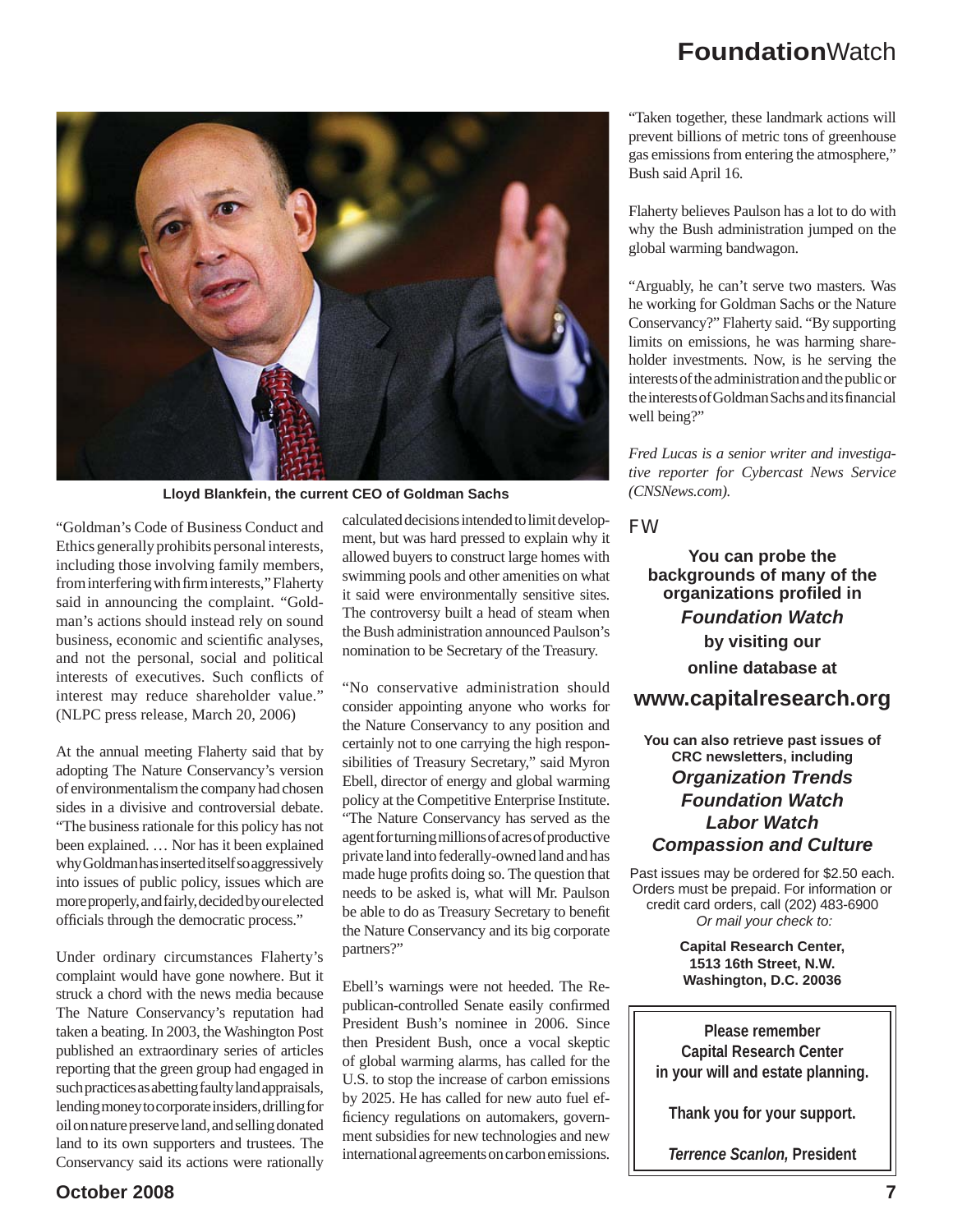Lloyd Blankfein, the current CEO of Goldman Sachs

"Goldman's Code of Business Conduct and Ethics generally prohibits personal interests, including those involving family members, from interfering with firm interests," Flaherty said in announcing the complaint. "Goldman's actions should instead rely on sound business, economic and scientific analyses, and not the personal, social and political interests of executives. Such conflicts of interest may reduce shareholder value." (NLPC press release, March 20, 2006)

At the annual meeting Flaherty said that by adopting The Nature Conservancy's version of environmentalism the company had chosen sides in a divisive and controversial debate. "The business rationale for this policy has not been explained. … Nor has it been explained why Goldman has inserted itself so aggressively into issues of public policy, issues which are more properly, and fairly, decided by our elected officials through the democratic process."

Under ordinary circumstances Flaherty's complaint would have gone nowhere. But it struck a chord with the news media because The Nature Conservancy's reputation had taken a beating. In 2003, the Washington Post published an extraordinary series of articles reporting that the green group had engaged in such practices as abetting faulty land appraisals, lending money to corporate insiders, drilling for oil on nature preserve land, and selling donated land to its own supporters and trustees. The Conservancy said its actions were rationally calculated decisions intended to limit development, but was hard pressed to explain why it allowed buyers to construct large homes with swimming pools and other amenities on what it said were environmentally sensitive sites. The controversy built a head of steam when the Bush administration announced Paulson's nomination to be Secretary of the Treasury.

"No conservative administration should consider appointing anyone who works for the Nature Conservancy to any position and certainly not to one carrying the high responsibilities of Treasury Secretary," said Myron Ebell, director of energy and global warming policy at the Competitive Enterprise Institute. "The Nature Conservancy has served as the agent for turning millions of acres of productive private land into federally-owned land and has made huge profits doing so. The question that needs to be asked is, what will Mr. Paulson be able to do as Treasury Secretary to benefit the Nature Conservancy and its big corporate partners?"

Ebell's warnings were not heeded. The Republican-controlled Senate easily confirmed President Bush's nominee in 2006. Since then President Bush, once a vocal skeptic of global warming alarms, has called for the U.S. to stop the increase of carbon emissions by 2025. He has called for new auto fuel efficiency regulations on automakers, government subsidies for new technologies and new international agreements on carbon emissions.

"Taken together, these landmark actions will prevent billions of metric tons of greenhouse gas emissions from entering the atmosphere," Bush said April 16.

Flaherty believes Paulson has a lot to do with why the Bush administration jumped on the global warming bandwagon.

"Arguably, he can't serve two masters. Was he working for Goldman Sachs or the Nature Conservancy?" Flaherty said. "By supporting limits on emissions, he was harming shareholder investments. Now, is he serving the interests of the administration and the public or the interests of Goldman Sachs and its financial well being?"

*Fred Lucas is a senior writer and investigative reporter for Cybercast News Service (CNSNews.com).*

FW

**You can probe the backgrounds of many of the organizations profiled in *Foundation Watch* by visiting our online database at**

**www.capitalresearch.org**

**You can also retrieve past issues of CRC newsletters, including**

***Organization Trends***
***Foundation Watch***
***Labor Watch***
***Compassion and Culture***

Past issues may be ordered for $2.50 each. Orders must be prepaid. For information or credit card orders, call (202) 483-6900
*Or mail your check to:*

**Capital Research Center,**
**1513 16th Street, N.W.**
**Washington, D.C. 20036**

**Please remember Capital Research Center in your will and estate planning.**

**Thank you for your support.**

***Terrence Scanlon,* President**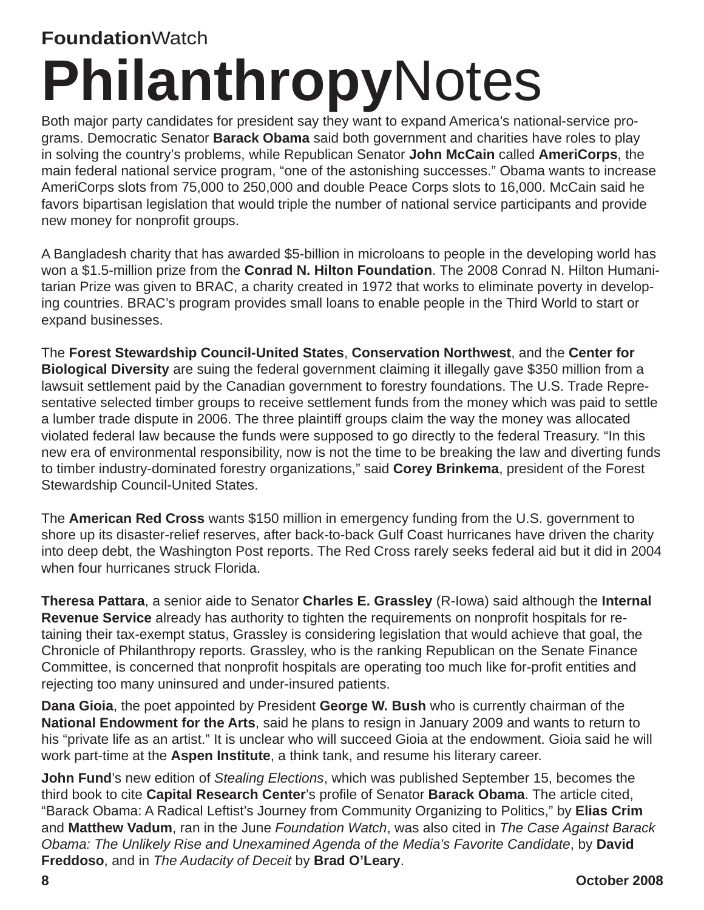**Foundation**Watch

# **Philanthropy**Notes

Both major party candidates for president say they want to expand America's national-service programs. Democratic Senator **Barack Obama** said both government and charities have roles to play in solving the country's problems, while Republican Senator **John McCain** called **AmeriCorps**, the main federal national service program, "one of the astonishing successes." Obama wants to increase AmeriCorps slots from 75,000 to 250,000 and double Peace Corps slots to 16,000. McCain said he favors bipartisan legislation that would triple the number of national service participants and provide new money for nonprofit groups.

A Bangladesh charity that has awarded $5-billion in microloans to people in the developing world has won a $1.5-million prize from the **Conrad N. Hilton Foundation**. The 2008 Conrad N. Hilton Humanitarian Prize was given to BRAC, a charity created in 1972 that works to eliminate poverty in developing countries. BRAC's program provides small loans to enable people in the Third World to start or expand businesses.

The **Forest Stewardship Council-United States**, **Conservation Northwest**, and the **Center for Biological Diversity** are suing the federal government claiming it illegally gave $350 million from a lawsuit settlement paid by the Canadian government to forestry foundations. The U.S. Trade Representative selected timber groups to receive settlement funds from the money which was paid to settle a lumber trade dispute in 2006. The three plaintiff groups claim the way the money was allocated violated federal law because the funds were supposed to go directly to the federal Treasury. "In this new era of environmental responsibility, now is not the time to be breaking the law and diverting funds to timber industry-dominated forestry organizations," said **Corey Brinkema**, president of the Forest Stewardship Council-United States.

The **American Red Cross** wants $150 million in emergency funding from the U.S. government to shore up its disaster-relief reserves, after back-to-back Gulf Coast hurricanes have driven the charity into deep debt, the Washington Post reports. The Red Cross rarely seeks federal aid but it did in 2004 when four hurricanes struck Florida.

**Theresa Pattara**, a senior aide to Senator **Charles E. Grassley** (R-Iowa) said although the **Internal Revenue Service** already has authority to tighten the requirements on nonprofit hospitals for retaining their tax-exempt status, Grassley is considering legislation that would achieve that goal, the Chronicle of Philanthropy reports. Grassley, who is the ranking Republican on the Senate Finance Committee, is concerned that nonprofit hospitals are operating too much like for-profit entities and rejecting too many uninsured and under-insured patients.

**Dana Gioia**, the poet appointed by President **George W. Bush** who is currently chairman of the **National Endowment for the Arts**, said he plans to resign in January 2009 and wants to return to his "private life as an artist." It is unclear who will succeed Gioia at the endowment. Gioia said he will work part-time at the **Aspen Institute**, a think tank, and resume his literary career.

**John Fund**'s new edition of *Stealing Elections*, which was published September 15, becomes the third book to cite **Capital Research Center**'s profile of Senator **Barack Obama**. The article cited, "Barack Obama: A Radical Leftist's Journey from Community Organizing to Politics," by **Elias Crim** and **Matthew Vadum**, ran in the June *Foundation Watch*, was also cited in *The Case Against Barack Obama: The Unlikely Rise and Unexamined Agenda of the Media's Favorite Candidate*, by **David Freddoso**, and in *The Audacity of Deceit* by **Brad O'Leary**.